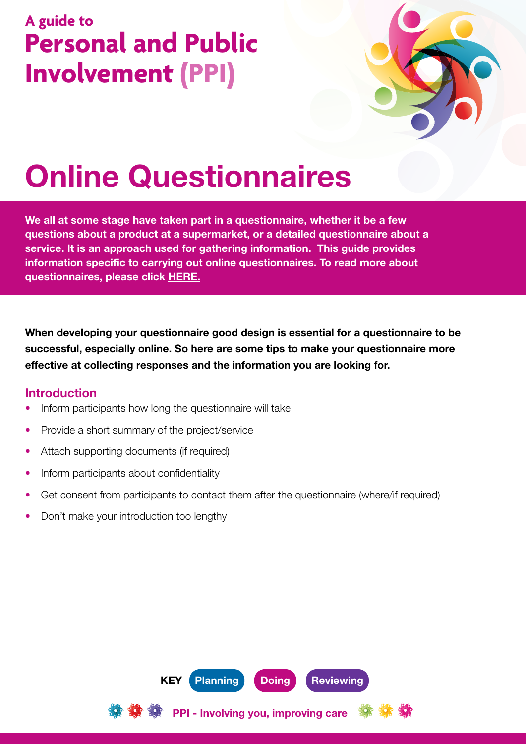A guide to

# Personal and Public Involvement (PPI)

# Online Questionnaires

**We all at some stage have taken part in a questionnaire, whether it be a few questions about a product at a supermarket, or a detailed questionnaire about a service. It is an approach used for gathering information. This guide provides information specific to carrying out online questionnaires. To read more about questionnaires, please click HERE.**

**When developing your questionnaire good design is essential for a questionnaire to be successful, especially online. So here are some tips to make your questionnaire more effective at collecting responses and the information you are looking for.**

## Introduction

- Inform participants how long the questionnaire will take
- Provide a short summary of the project/service
- Attach supporting documents (if required)
- Inform participants about confidentiality
- Get consent from participants to contact them after the questionnaire (where/if required)
- Don't make your introduction too lengthy

**KEY** Planning Doing Reviewing

PPI - Involving you, improving care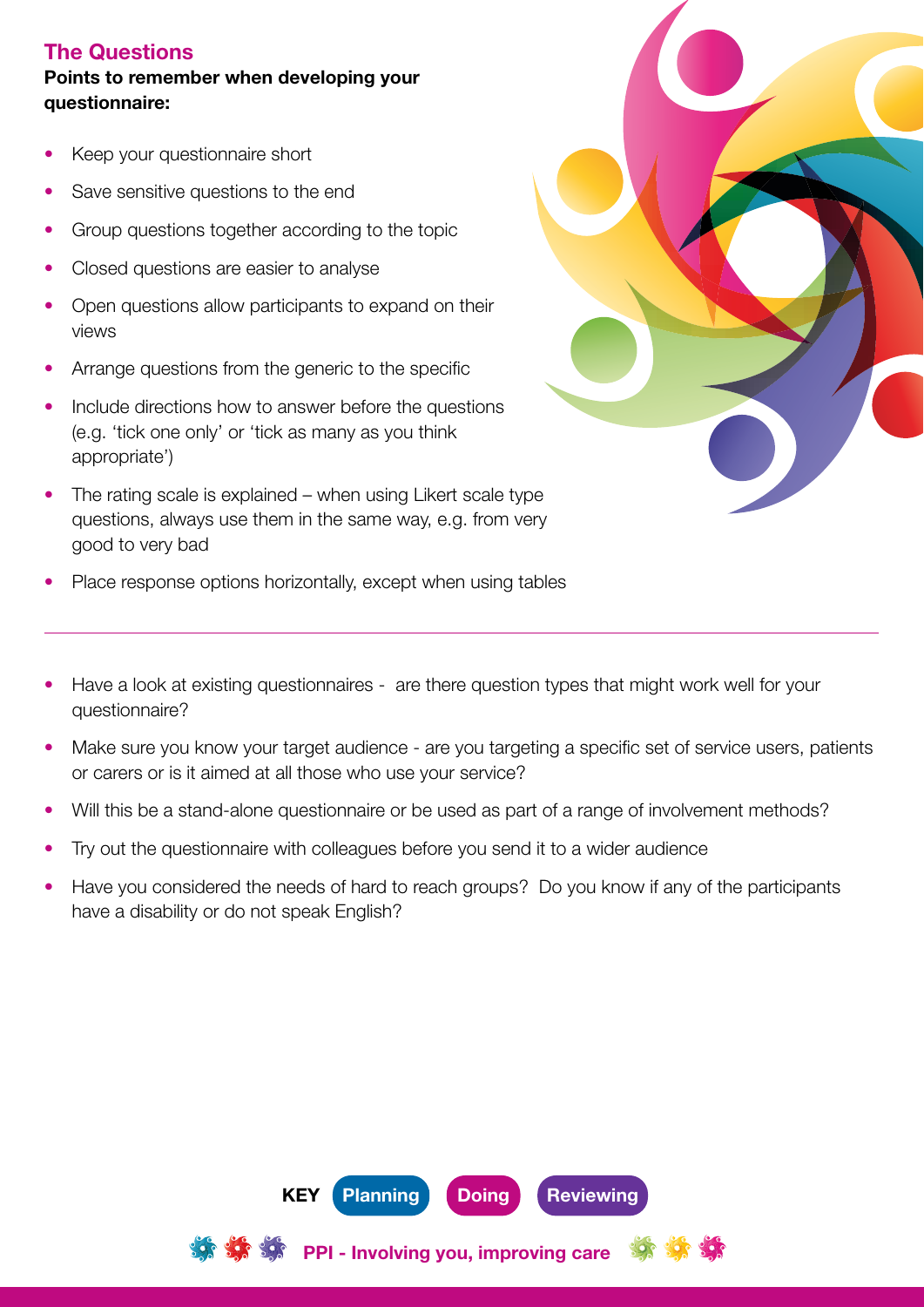## The Questions

**Points to remember when developing your questionnaire:**

- Keep your questionnaire short
- Save sensitive questions to the end
- Group questions together according to the topic
- Closed questions are easier to analyse
- Open questions allow participants to expand on their views
- Arrange questions from the generic to the specific
- Include directions how to answer before the questions (e.g. 'tick one only' or 'tick as many as you think appropriate')
- The rating scale is explained – when using Likert scale type questions, always use them in the same way, e.g. from very good to very bad
- Place response options horizontally, except when using tables

---

- Have a look at existing questionnaires - are there question types that might work well for your questionnaire?
- Make sure you know your target audience - are you targeting a specific set of service users, patients or carers or is it aimed at all those who use your service?
- Will this be a stand-alone questionnaire or be used as part of a range of involvement methods?
- Try out the questionnaire with colleagues before you send it to a wider audience
- Have you considered the needs of hard to reach groups? Do you know if any of the participants have a disability or do not speak English?

**KEY** Planning | Doing | Reviewing

**PPI - Involving you, improving care**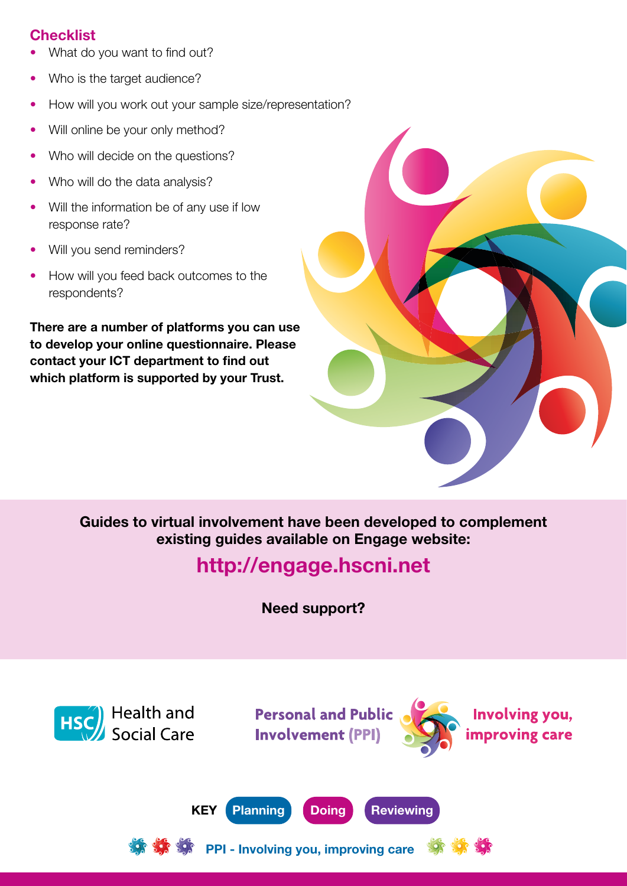## Checklist

- What do you want to find out?
- Who is the target audience?
- How will you work out your sample size/representation?
- Will online be your only method?
- Who will decide on the questions?
- Who will do the data analysis?
- Will the information be of any use if low response rate?
- Will you send reminders?
- How will you feed back outcomes to the respondents?

**There are a number of platforms you can use to develop your online questionnaire. Please contact your ICT department to find out which platform is supported by your Trust.**

**Guides to virtual involvement have been developed to complement existing guides available on Engage website:**

**http://engage.hscni.net**

**Need support?**

HSC Health and Social Care

Personal and Public Involvement (PPI) Involving you, improving care

**KEY** Planning Doing Reviewing

PPI - Involving you, improving care